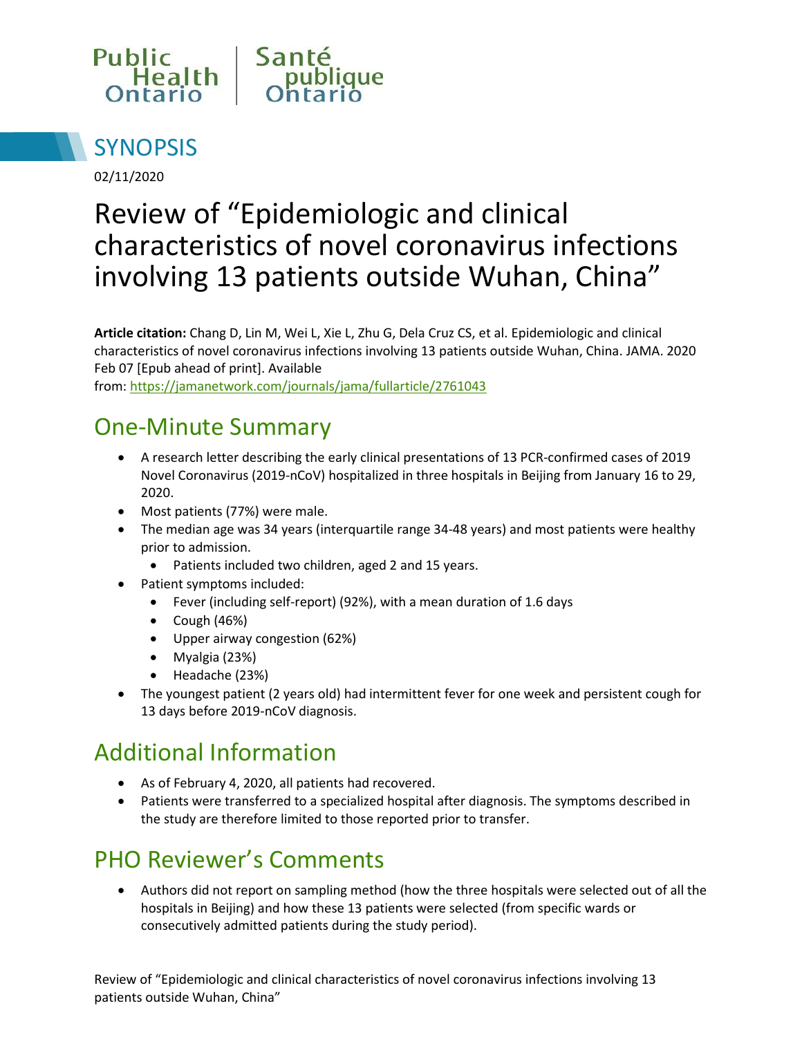Public Health Ontario | Santé publique Ontario

# SYNOPSIS

02/11/2020

# Review of "Epidemiologic and clinical characteristics of novel coronavirus infections involving 13 patients outside Wuhan, China"

**Article citation:** Chang D, Lin M, Wei L, Xie L, Zhu G, Dela Cruz CS, et al. Epidemiologic and clinical characteristics of novel coronavirus infections involving 13 patients outside Wuhan, China. JAMA. 2020 Feb 07 [Epub ahead of print]. Available from: https://jamanetwork.com/journals/jama/fullarticle/2761043

## One-Minute Summary

- A research letter describing the early clinical presentations of 13 PCR-confirmed cases of 2019 Novel Coronavirus (2019-nCoV) hospitalized in three hospitals in Beijing from January 16 to 29, 2020.
- Most patients (77%) were male.
- The median age was 34 years (interquartile range 34-48 years) and most patients were healthy prior to admission.
  - Patients included two children, aged 2 and 15 years.
- Patient symptoms included:
  - Fever (including self-report) (92%), with a mean duration of 1.6 days
  - Cough (46%)
  - Upper airway congestion (62%)
  - Myalgia (23%)
  - Headache (23%)
- The youngest patient (2 years old) had intermittent fever for one week and persistent cough for 13 days before 2019-nCoV diagnosis.

## Additional Information

- As of February 4, 2020, all patients had recovered.
- Patients were transferred to a specialized hospital after diagnosis. The symptoms described in the study are therefore limited to those reported prior to transfer.

## PHO Reviewer's Comments

- Authors did not report on sampling method (how the three hospitals were selected out of all the hospitals in Beijing) and how these 13 patients were selected (from specific wards or consecutively admitted patients during the study period).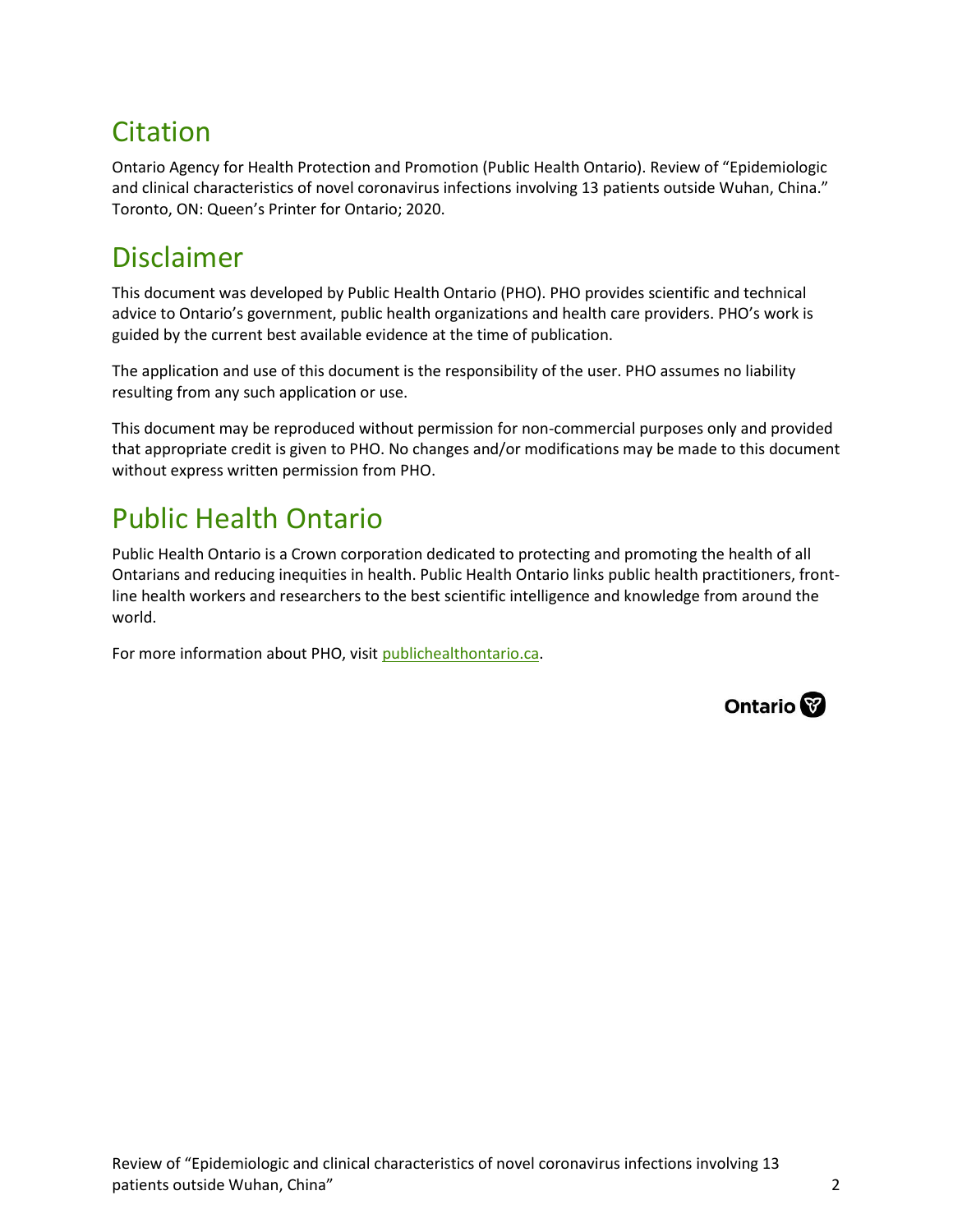## Citation

Ontario Agency for Health Protection and Promotion (Public Health Ontario). Review of "Epidemiologic and clinical characteristics of novel coronavirus infections involving 13 patients outside Wuhan, China." Toronto, ON: Queen's Printer for Ontario; 2020.

## Disclaimer

This document was developed by Public Health Ontario (PHO). PHO provides scientific and technical advice to Ontario's government, public health organizations and health care providers. PHO's work is guided by the current best available evidence at the time of publication.

The application and use of this document is the responsibility of the user. PHO assumes no liability resulting from any such application or use.

This document may be reproduced without permission for non-commercial purposes only and provided that appropriate credit is given to PHO. No changes and/or modifications may be made to this document without express written permission from PHO.

## Public Health Ontario

Public Health Ontario is a Crown corporation dedicated to protecting and promoting the health of all Ontarians and reducing inequities in health. Public Health Ontario links public health practitioners, front-line health workers and researchers to the best scientific intelligence and knowledge from around the world.

For more information about PHO, visit [publichealthontario.ca](publichealthontario.ca).

Ontario